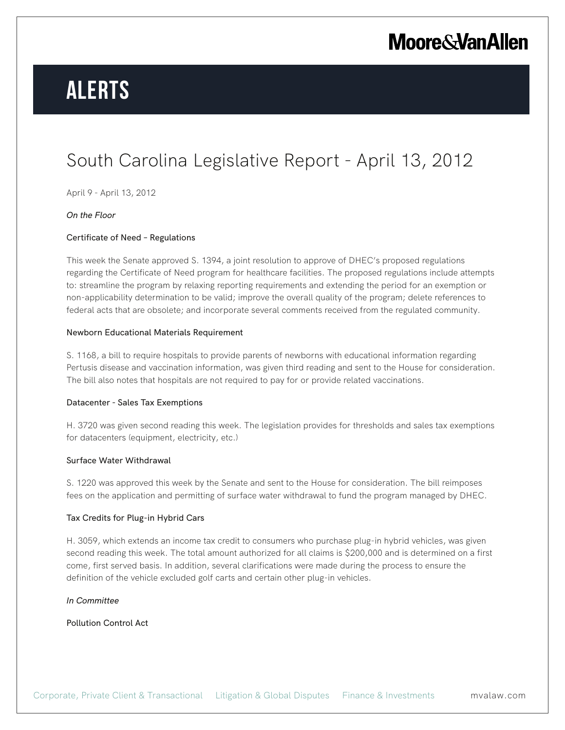# South Carolina Legislative Report - April 13, 2012

April 9 - April 13, 2012

*On the Floor*

### Certificate of Need – Regulations

This week the Senate approved S. 1394, a joint resolution to approve of DHEC's proposed regulations regarding the Certificate of Need program for healthcare facilities. The proposed regulations include attempts to: streamline the program by relaxing reporting requirements and extending the period for an exemption or non-applicability determination to be valid; improve the overall quality of the program; delete references to federal acts that are obsolete; and incorporate several comments received from the regulated community.

### Newborn Educational Materials Requirement

S. 1168, a bill to require hospitals to provide parents of newborns with educational information regarding Pertusis disease and vaccination information, was given third reading and sent to the House for consideration. The bill also notes that hospitals are not required to pay for or provide related vaccinations.

### Datacenter - Sales Tax Exemptions

H. 3720 was given second reading this week. The legislation provides for thresholds and sales tax exemptions for datacenters (equipment, electricity, etc.)

### Surface Water Withdrawal

S. 1220 was approved this week by the Senate and sent to the House for consideration. The bill reimposes fees on the application and permitting of surface water withdrawal to fund the program managed by DHEC.

### Tax Credits for Plug-in Hybrid Cars

H. 3059, which extends an income tax credit to consumers who purchase plug-in hybrid vehicles, was given second reading this week. The total amount authorized for all claims is $200,000 and is determined on a first come, first served basis. In addition, several clarifications were made during the process to ensure the definition of the vehicle excluded golf carts and certain other plug-in vehicles.

*In Committee*

### Pollution Control Act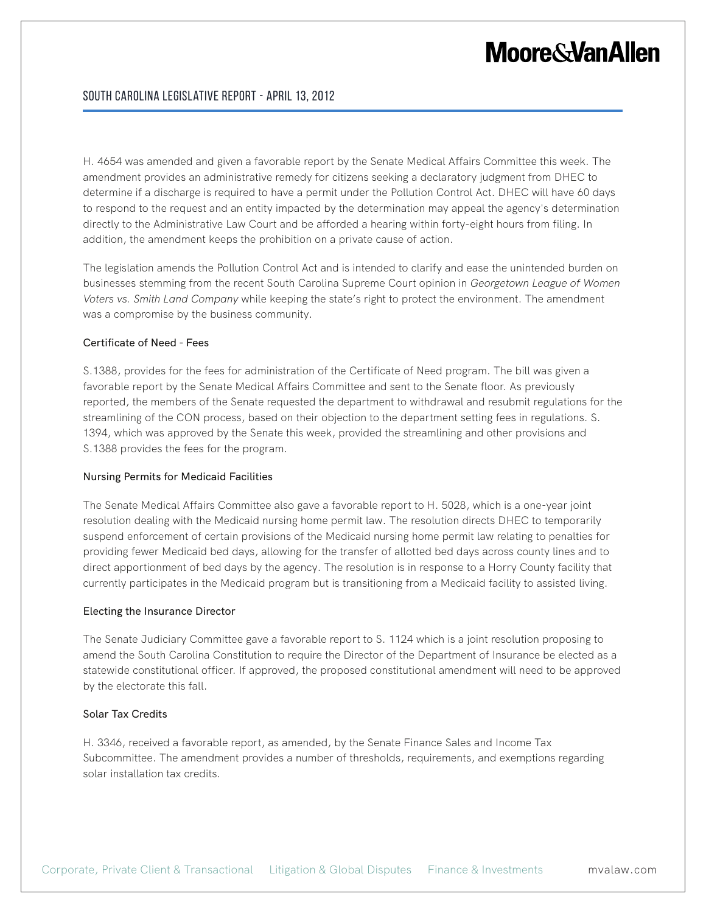H. 4654 was amended and given a favorable report by the Senate Medical Affairs Committee this week. The amendment provides an administrative remedy for citizens seeking a declaratory judgment from DHEC to determine if a discharge is required to have a permit under the Pollution Control Act. DHEC will have 60 days to respond to the request and an entity impacted by the determination may appeal the agency's determination directly to the Administrative Law Court and be afforded a hearing within forty-eight hours from filing. In addition, the amendment keeps the prohibition on a private cause of action.

The legislation amends the Pollution Control Act and is intended to clarify and ease the unintended burden on businesses stemming from the recent South Carolina Supreme Court opinion in *Georgetown League of Women Voters vs. Smith Land Company* while keeping the state's right to protect the environment. The amendment was a compromise by the business community.

### Certificate of Need - Fees

S.1388, provides for the fees for administration of the Certificate of Need program. The bill was given a favorable report by the Senate Medical Affairs Committee and sent to the Senate floor. As previously reported, the members of the Senate requested the department to withdrawal and resubmit regulations for the streamlining of the CON process, based on their objection to the department setting fees in regulations. S. 1394, which was approved by the Senate this week, provided the streamlining and other provisions and S.1388 provides the fees for the program.

### Nursing Permits for Medicaid Facilities

The Senate Medical Affairs Committee also gave a favorable report to H. 5028, which is a one-year joint resolution dealing with the Medicaid nursing home permit law. The resolution directs DHEC to temporarily suspend enforcement of certain provisions of the Medicaid nursing home permit law relating to penalties for providing fewer Medicaid bed days, allowing for the transfer of allotted bed days across county lines and to direct apportionment of bed days by the agency. The resolution is in response to a Horry County facility that currently participates in the Medicaid program but is transitioning from a Medicaid facility to assisted living.

### Electing the Insurance Director

The Senate Judiciary Committee gave a favorable report to S. 1124 which is a joint resolution proposing to amend the South Carolina Constitution to require the Director of the Department of Insurance be elected as a statewide constitutional officer. If approved, the proposed constitutional amendment will need to be approved by the electorate this fall.

### Solar Tax Credits

H. 3346, received a favorable report, as amended, by the Senate Finance Sales and Income Tax Subcommittee. The amendment provides a number of thresholds, requirements, and exemptions regarding solar installation tax credits.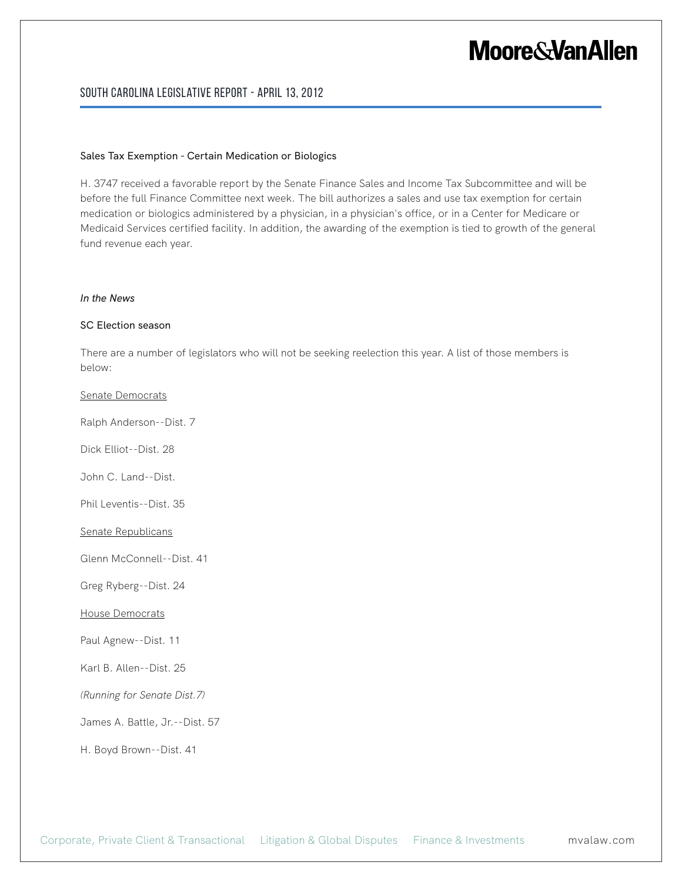## Sales Tax Exemption - Certain Medication or Biologics

H. 3747 received a favorable report by the Senate Finance Sales and Income Tax Subcommittee and will be before the full Finance Committee next week. The bill authorizes a sales and use tax exemption for certain medication or biologics administered by a physician, in a physician's office, or in a Center for Medicare or Medicaid Services certified facility. In addition, the awarding of the exemption is tied to growth of the general fund revenue each year.

*In the News*

## SC Election season

There are a number of legislators who will not be seeking reelection this year. A list of those members is below:

<u>Senate Democrats</u>

Ralph Anderson--Dist. 7

Dick Elliot--Dist. 28

John C. Land--Dist.

Phil Leventis--Dist. 35

<u>Senate Republicans</u>

Glenn McConnell--Dist. 41

Greg Ryberg--Dist. 24

<u>House Democrats</u>

Paul Agnew--Dist. 11

Karl B. Allen--Dist. 25

*(Running for Senate Dist.7)*

James A. Battle, Jr.--Dist. 57

H. Boyd Brown--Dist. 41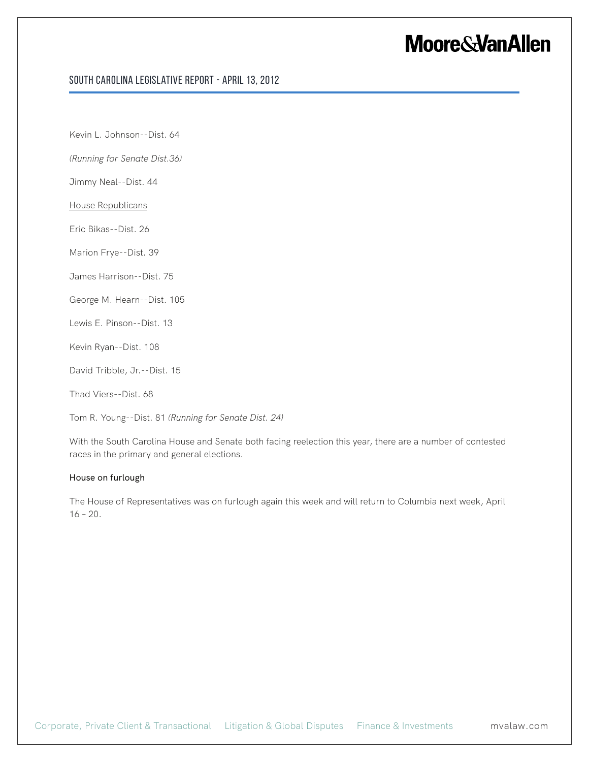Kevin L. Johnson--Dist. 64

*(Running for Senate Dist.36)*

Jimmy Neal--Dist. 44

House Republicans

Eric Bikas--Dist. 26

Marion Frye--Dist. 39

James Harrison--Dist. 75

George M. Hearn--Dist. 105

Lewis E. Pinson--Dist. 13

Kevin Ryan--Dist. 108

David Tribble, Jr.--Dist. 15

Thad Viers--Dist. 68

Tom R. Young--Dist. 81 *(Running for Senate Dist. 24)*

With the South Carolina House and Senate both facing reelection this year, there are a number of contested races in the primary and general elections.

### House on furlough

The House of Representatives was on furlough again this week and will return to Columbia next week, April 16 - 20.